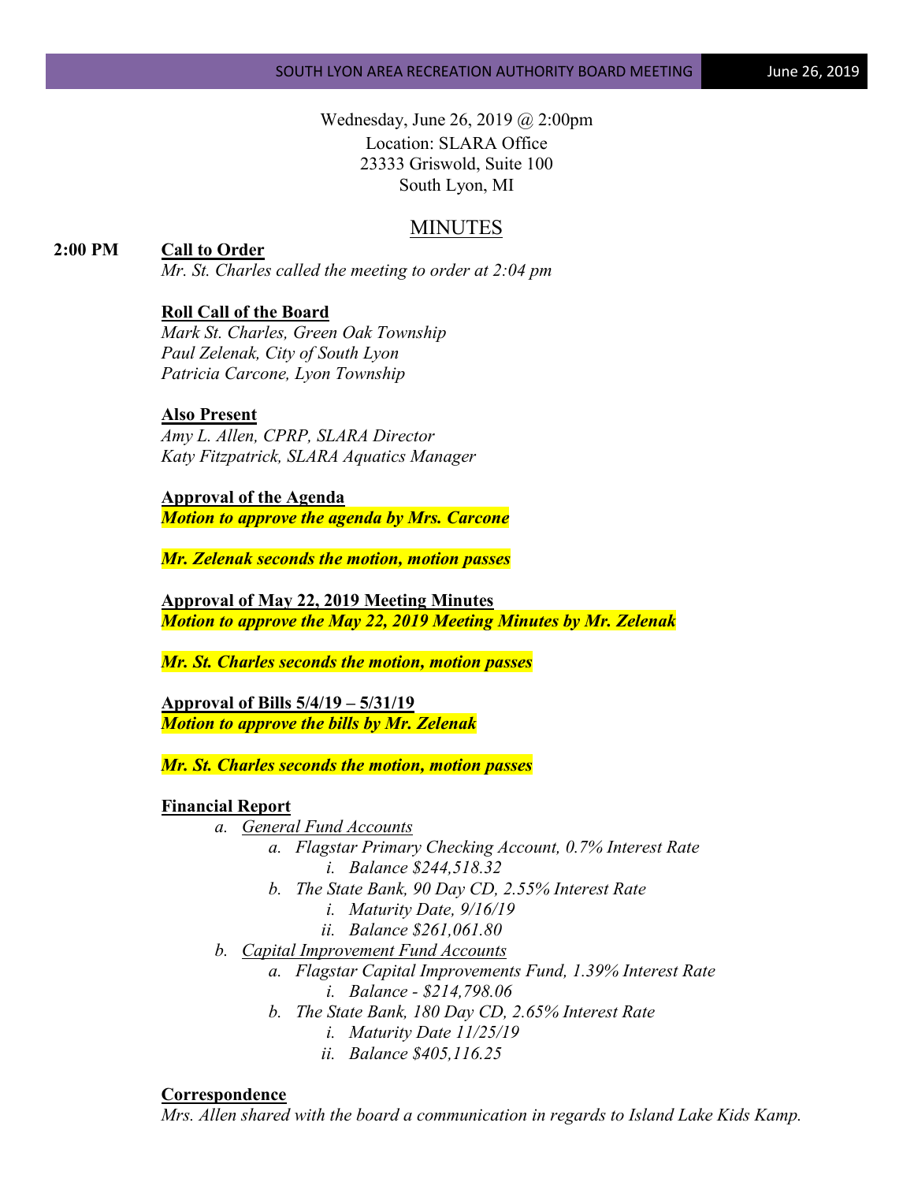Wednesday, June 26, 2019 @ 2:00pm
Location: SLARA Office
23333 Griswold, Suite 100
South Lyon, MI

# MINUTES

**2:00 PM** **Call to Order**

*Mr. St. Charles called the meeting to order at 2:04 pm*

**Roll Call of the Board**

*Mark St. Charles, Green Oak Township*
*Paul Zelenak, City of South Lyon*
*Patricia Carcone, Lyon Township*

**Also Present**

*Amy L. Allen, CPRP, SLARA Director*
*Katy Fitzpatrick, SLARA Aquatics Manager*

**Approval of the Agenda**

***Motion to approve the agenda by Mrs. Carcone***

***Mr. Zelenak seconds the motion, motion passes***

**Approval of May 22, 2019 Meeting Minutes**

***Motion to approve the May 22, 2019 Meeting Minutes by Mr. Zelenak***

***Mr. St. Charles seconds the motion, motion passes***

**Approval of Bills 5/4/19 – 5/31/19**

***Motion to approve the bills by Mr. Zelenak***

***Mr. St. Charles seconds the motion, motion passes***

**Financial Report**

- a. *General Fund Accounts*
  - a. *Flagstar Primary Checking Account, 0.7% Interest Rate*
    - i. *Balance $244,518.32*
  - b. *The State Bank, 90 Day CD, 2.55% Interest Rate*
    - i. *Maturity Date, 9/16/19*
    - ii. *Balance $261,061.80*
- b. *Capital Improvement Fund Accounts*
  - a. *Flagstar Capital Improvements Fund, 1.39% Interest Rate*
    - i. *Balance - $214,798.06*
  - b. *The State Bank, 180 Day CD, 2.65% Interest Rate*
    - i. *Maturity Date 11/25/19*
    - ii. *Balance $405,116.25*

**Correspondence**

*Mrs. Allen shared with the board a communication in regards to Island Lake Kids Kamp.*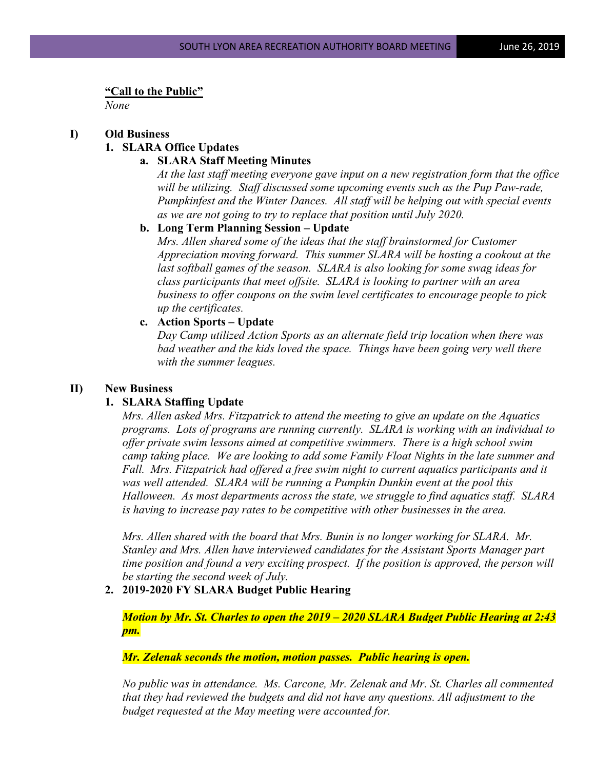**"Call to the Public"**

*None*

**I) Old Business**

**1. SLARA Office Updates**

**a. SLARA Staff Meeting Minutes**

*At the last staff meeting everyone gave input on a new registration form that the office will be utilizing. Staff discussed some upcoming events such as the Pup Paw-rade, Pumpkinfest and the Winter Dances. All staff will be helping out with special events as we are not going to try to replace that position until July 2020.*

**b. Long Term Planning Session – Update**

*Mrs. Allen shared some of the ideas that the staff brainstormed for Customer Appreciation moving forward. This summer SLARA will be hosting a cookout at the last softball games of the season. SLARA is also looking for some swag ideas for class participants that meet offsite. SLARA is looking to partner with an area business to offer coupons on the swim level certificates to encourage people to pick up the certificates.*

**c. Action Sports – Update**

*Day Camp utilized Action Sports as an alternate field trip location when there was bad weather and the kids loved the space. Things have been going very well there with the summer leagues.*

**II) New Business**

**1. SLARA Staffing Update**

*Mrs. Allen asked Mrs. Fitzpatrick to attend the meeting to give an update on the Aquatics programs. Lots of programs are running currently. SLARA is working with an individual to offer private swim lessons aimed at competitive swimmers. There is a high school swim camp taking place. We are looking to add some Family Float Nights in the late summer and Fall. Mrs. Fitzpatrick had offered a free swim night to current aquatics participants and it was well attended. SLARA will be running a Pumpkin Dunkin event at the pool this Halloween. As most departments across the state, we struggle to find aquatics staff. SLARA is having to increase pay rates to be competitive with other businesses in the area.*

*Mrs. Allen shared with the board that Mrs. Bunin is no longer working for SLARA. Mr. Stanley and Mrs. Allen have interviewed candidates for the Assistant Sports Manager part time position and found a very exciting prospect. If the position is approved, the person will be starting the second week of July.*

**2. 2019-2020 FY SLARA Budget Public Hearing**

***Motion by Mr. St. Charles to open the 2019 – 2020 SLARA Budget Public Hearing at 2:43 pm.***

***Mr. Zelenak seconds the motion, motion passes. Public hearing is open.***

*No public was in attendance. Ms. Carcone, Mr. Zelenak and Mr. St. Charles all commented that they had reviewed the budgets and did not have any questions. All adjustment to the budget requested at the May meeting were accounted for.*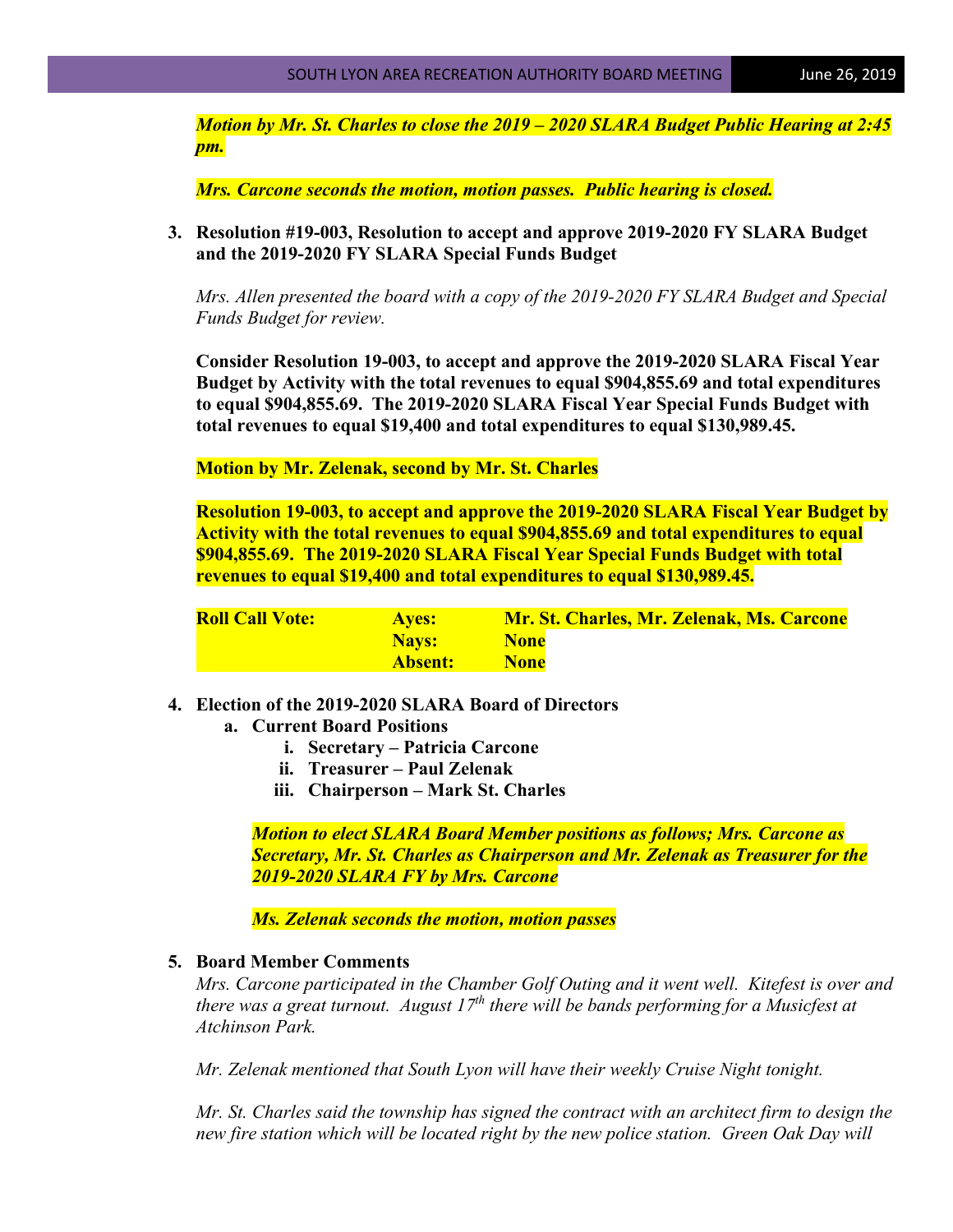***Motion by Mr. St. Charles to close the 2019 – 2020 SLARA Budget Public Hearing at 2:45 pm.***

***Mrs. Carcone seconds the motion, motion passes. Public hearing is closed.***

3. **Resolution #19-003, Resolution to accept and approve 2019-2020 FY SLARA Budget and the 2019-2020 FY SLARA Special Funds Budget**

   *Mrs. Allen presented the board with a copy of the 2019-2020 FY SLARA Budget and Special Funds Budget for review.*

   **Consider Resolution 19-003, to accept and approve the 2019-2020 SLARA Fiscal Year Budget by Activity with the total revenues to equal $904,855.69 and total expenditures to equal $904,855.69. The 2019-2020 SLARA Fiscal Year Special Funds Budget with total revenues to equal $19,400 and total expenditures to equal $130,989.45.**

   **Motion by Mr. Zelenak, second by Mr. St. Charles**

   **Resolution 19-003, to accept and approve the 2019-2020 SLARA Fiscal Year Budget by Activity with the total revenues to equal $904,855.69 and total expenditures to equal $904,855.69. The 2019-2020 SLARA Fiscal Year Special Funds Budget with total revenues to equal $19,400 and total expenditures to equal $130,989.45.**

   | **Roll Call Vote:** | **Ayes:** | **Mr. St. Charles, Mr. Zelenak, Ms. Carcone** |
   |---|---|---|
   | | **Nays:** | **None** |
   | | **Absent:** | **None** |

4. **Election of the 2019-2020 SLARA Board of Directors**
   a. **Current Board Positions**
      i. **Secretary – Patricia Carcone**
      ii. **Treasurer – Paul Zelenak**
      iii. **Chairperson – Mark St. Charles**

   ***Motion to elect SLARA Board Member positions as follows; Mrs. Carcone as Secretary, Mr. St. Charles as Chairperson and Mr. Zelenak as Treasurer for the 2019-2020 SLARA FY by Mrs. Carcone***

   ***Ms. Zelenak seconds the motion, motion passes***

5. **Board Member Comments**
   *Mrs. Carcone participated in the Chamber Golf Outing and it went well. Kitefest is over and there was a great turnout. August 17th there will be bands performing for a Musicfest at Atchinson Park.*

   *Mr. Zelenak mentioned that South Lyon will have their weekly Cruise Night tonight.*

   *Mr. St. Charles said the township has signed the contract with an architect firm to design the new fire station which will be located right by the new police station. Green Oak Day will*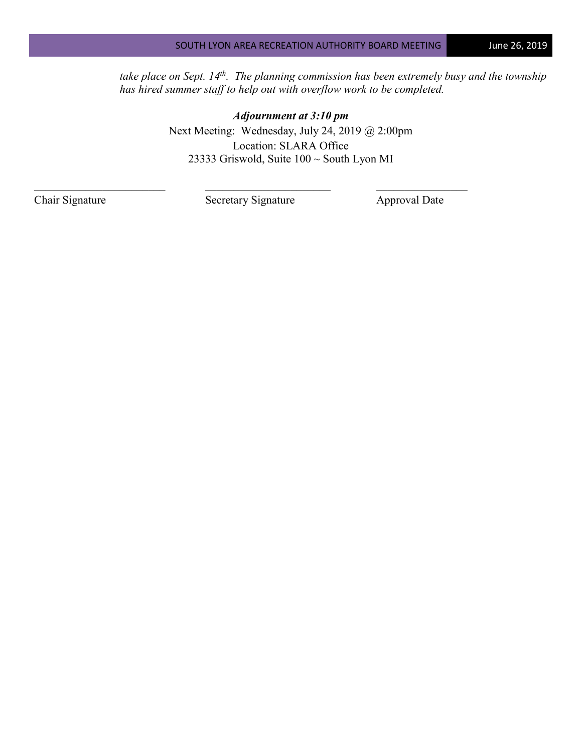*take place on Sept. 14th. The planning commission has been extremely busy and the township has hired summer staff to help out with overflow work to be completed.*

***Adjournment at 3:10 pm***

Next Meeting: Wednesday, July 24, 2019 @ 2:00pm

Location: SLARA Office

23333 Griswold, Suite 100 ~ South Lyon MI

\_\_\_\_\_\_\_\_\_\_\_\_\_\_\_\_\_\_\_\_\_\_\_\_ \_\_\_\_\_\_\_\_\_\_\_\_\_\_\_\_\_\_\_\_\_\_\_\_ \_\_\_\_\_\_\_\_\_\_\_\_\_\_\_\_\_

Chair Signature Secretary Signature Approval Date